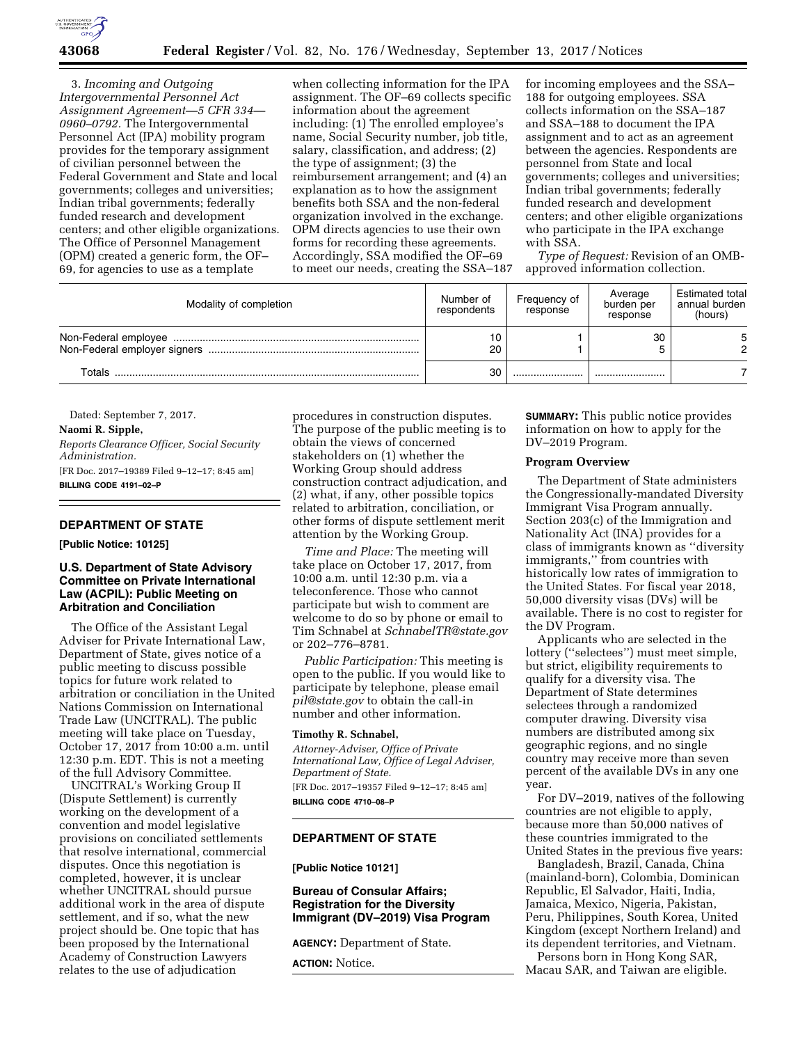3. *Incoming and Outgoing Intergovernmental Personnel Act Assignment Agreement—5 CFR 334—0960–0792.* The Intergovernmental Personnel Act (IPA) mobility program provides for the temporary assignment of civilian personnel between the Federal Government and State and local governments; colleges and universities; Indian tribal governments; federally funded research and development centers; and other eligible organizations. The Office of Personnel Management (OPM) created a generic form, the OF–69, for agencies to use as a template when collecting information for the IPA assignment. The OF–69 collects specific information about the agreement including: (1) The enrolled employee's name, Social Security number, job title, salary, classification, and address; (2) the type of assignment; (3) the reimbursement arrangement; and (4) an explanation as to how the assignment benefits both SSA and the non-federal organization involved in the exchange. OPM directs agencies to use their own forms for recording these agreements. Accordingly, SSA modified the OF–69 to meet our needs, creating the SSA–187 for incoming employees and the SSA–188 for outgoing employees. SSA collects information on the SSA–187 and SSA–188 to document the IPA assignment and to act as an agreement between the agencies. Respondents are personnel from State and local governments; colleges and universities; Indian tribal governments; federally funded research and development centers; and other eligible organizations who participate in the IPA exchange with SSA.

*Type of Request:* Revision of an OMB-approved information collection.

| Modality of completion | Number of respondents | Frequency of response | Average burden per response | Estimated total annual burden (hours) |
|---|---|---|---|---|
| Non-Federal employee | 10 | 1 | 30 | 5 |
| Non-Federal employer signers | 20 | 1 | 5 | 2 |
| Totals | 30 | | | 7 |

Dated: September 7, 2017.

**Naomi R. Sipple,**

*Reports Clearance Officer, Social Security Administration.*

[FR Doc. 2017–19389 Filed 9–12–17; 8:45 am]

**BILLING CODE 4191–02–P**

## DEPARTMENT OF STATE

**[Public Notice: 10125]**

### U.S. Department of State Advisory Committee on Private International Law (ACPIL): Public Meeting on Arbitration and Conciliation

The Office of the Assistant Legal Adviser for Private International Law, Department of State, gives notice of a public meeting to discuss possible topics for future work related to arbitration or conciliation in the United Nations Commission on International Trade Law (UNCITRAL). The public meeting will take place on Tuesday, October 17, 2017 from 10:00 a.m. until 12:30 p.m. EDT. This is not a meeting of the full Advisory Committee.

UNCITRAL's Working Group II (Dispute Settlement) is currently working on the development of a convention and model legislative provisions on conciliated settlements that resolve international, commercial disputes. Once this negotiation is completed, however, it is unclear whether UNCITRAL should pursue additional work in the area of dispute settlement, and if so, what the new project should be. One topic that has been proposed by the International Academy of Construction Lawyers relates to the use of adjudication procedures in construction disputes. The purpose of the public meeting is to obtain the views of concerned stakeholders on (1) whether the Working Group should address construction contract adjudication, and (2) what, if any, other possible topics related to arbitration, conciliation, or other forms of dispute settlement merit attention by the Working Group.

*Time and Place:* The meeting will take place on October 17, 2017, from 10:00 a.m. until 12:30 p.m. via a teleconference. Those who cannot participate but wish to comment are welcome to do so by phone or email to Tim Schnabel at *SchnabelTR@state.gov* or 202–776–8781.

*Public Participation:* This meeting is open to the public. If you would like to participate by telephone, please email *pil@state.gov* to obtain the call-in number and other information.

**Timothy R. Schnabel,**

*Attorney-Adviser, Office of Private International Law, Office of Legal Adviser, Department of State.*

[FR Doc. 2017–19357 Filed 9–12–17; 8:45 am]

**BILLING CODE 4710–08–P**

## DEPARTMENT OF STATE

**[Public Notice 10121]**

### Bureau of Consular Affairs; Registration for the Diversity Immigrant (DV–2019) Visa Program

**AGENCY:** Department of State.

**ACTION:** Notice.

**SUMMARY:** This public notice provides information on how to apply for the DV–2019 Program.

**Program Overview**

The Department of State administers the Congressionally-mandated Diversity Immigrant Visa Program annually. Section 203(c) of the Immigration and Nationality Act (INA) provides for a class of immigrants known as ''diversity immigrants,'' from countries with historically low rates of immigration to the United States. For fiscal year 2018, 50,000 diversity visas (DVs) will be available. There is no cost to register for the DV Program.

Applicants who are selected in the lottery (''selectees'') must meet simple, but strict, eligibility requirements to qualify for a diversity visa. The Department of State determines selectees through a randomized computer drawing. Diversity visa numbers are distributed among six geographic regions, and no single country may receive more than seven percent of the available DVs in any one year.

For DV–2019, natives of the following countries are not eligible to apply, because more than 50,000 natives of these countries immigrated to the United States in the previous five years:

Bangladesh, Brazil, Canada, China (mainland-born), Colombia, Dominican Republic, El Salvador, Haiti, India, Jamaica, Mexico, Nigeria, Pakistan, Peru, Philippines, South Korea, United Kingdom (except Northern Ireland) and its dependent territories, and Vietnam.

Persons born in Hong Kong SAR, Macau SAR, and Taiwan are eligible.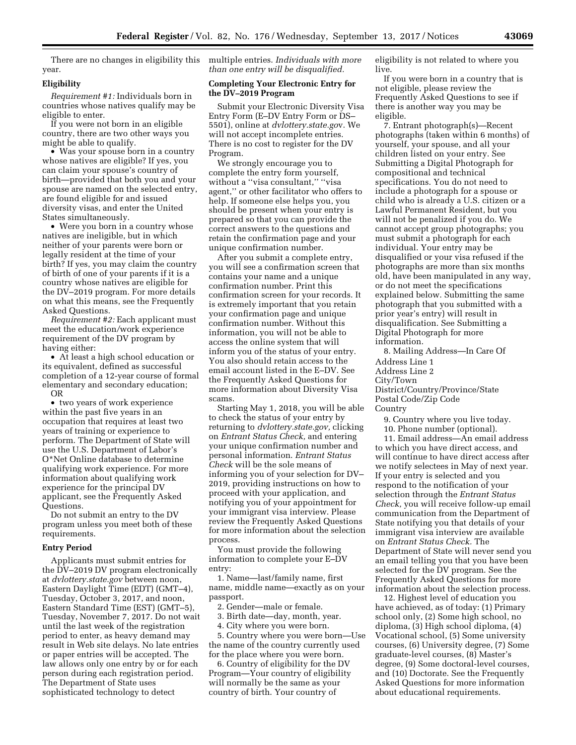There are no changes in eligibility this year.

**Eligibility**

*Requirement #1:* Individuals born in countries whose natives qualify may be eligible to enter.

If you were not born in an eligible country, there are two other ways you might be able to qualify.

- Was your spouse born in a country whose natives are eligible? If yes, you can claim your spouse's country of birth—provided that both you and your spouse are named on the selected entry, are found eligible for and issued diversity visas, and enter the United States simultaneously.
- Were you born in a country whose natives are ineligible, but in which neither of your parents were born or legally resident at the time of your birth? If yes, you may claim the country of birth of one of your parents if it is a country whose natives are eligible for the DV–2019 program. For more details on what this means, see the Frequently Asked Questions.

*Requirement #2:* Each applicant must meet the education/work experience requirement of the DV program by having either:

- At least a high school education or its equivalent, defined as successful completion of a 12-year course of formal elementary and secondary education;

OR

- two years of work experience within the past five years in an occupation that requires at least two years of training or experience to perform. The Department of State will use the U.S. Department of Labor's O*Net Online database to determine qualifying work experience. For more information about qualifying work experience for the principal DV applicant, see the Frequently Asked Questions.

Do not submit an entry to the DV program unless you meet both of these requirements.

**Entry Period**

Applicants must submit entries for the DV–2019 DV program electronically at *dvlottery.state.gov* between noon, Eastern Daylight Time (EDT) (GMT–4), Tuesday, October 3, 2017, and noon, Eastern Standard Time (EST) (GMT–5), Tuesday, November 7, 2017. Do not wait until the last week of the registration period to enter, as heavy demand may result in Web site delays. No late entries or paper entries will be accepted. The law allows only one entry by or for each person during each registration period. The Department of State uses sophisticated technology to detect multiple entries. *Individuals with more than one entry will be disqualified.*

**Completing Your Electronic Entry for the DV–2019 Program**

Submit your Electronic Diversity Visa Entry Form (E–DV Entry Form or DS–5501), online at *dvlottery.state.gov*. We will not accept incomplete entries. There is no cost to register for the DV Program.

We strongly encourage you to complete the entry form yourself, without a "visa consultant," "visa agent," or other facilitator who offers to help. If someone else helps you, you should be present when your entry is prepared so that you can provide the correct answers to the questions and retain the confirmation page and your unique confirmation number.

After you submit a complete entry, you will see a confirmation screen that contains your name and a unique confirmation number. Print this confirmation screen for your records. It is extremely important that you retain your confirmation page and unique confirmation number. Without this information, you will not be able to access the online system that will inform you of the status of your entry. You also should retain access to the email account listed in the E–DV. See the Frequently Asked Questions for more information about Diversity Visa scams.

Starting May 1, 2018, you will be able to check the status of your entry by returning to *dvlottery.state.gov,* clicking on *Entrant Status Check,* and entering your unique confirmation number and personal information. *Entrant Status Check* will be the sole means of informing you of your selection for DV–2019, providing instructions on how to proceed with your application, and notifying you of your appointment for your immigrant visa interview. Please review the Frequently Asked Questions for more information about the selection process.

You must provide the following information to complete your E–DV entry:

1. Name—last/family name, first name, middle name—exactly as on your passport.
2. Gender—male or female.
3. Birth date—day, month, year.
4. City where you were born.
5. Country where you were born—Use the name of the country currently used for the place where you were born.
6. Country of eligibility for the DV Program—Your country of eligibility will normally be the same as your country of birth. Your country of eligibility is not related to where you live.

If you were born in a country that is not eligible, please review the Frequently Asked Questions to see if there is another way you may be eligible.

7. Entrant photograph(s)—Recent photographs (taken within 6 months) of yourself, your spouse, and all your children listed on your entry. See Submitting a Digital Photograph for compositional and technical specifications. You do not need to include a photograph for a spouse or child who is already a U.S. citizen or a Lawful Permanent Resident, but you will not be penalized if you do. We cannot accept group photographs; you must submit a photograph for each individual. Your entry may be disqualified or your visa refused if the photographs are more than six months old, have been manipulated in any way, or do not meet the specifications explained below. Submitting the same photograph that you submitted with a prior year's entry) will result in disqualification. See Submitting a Digital Photograph for more information.
8. Mailing Address—In Care Of

Address Line 1
Address Line 2
City/Town
District/Country/Province/State
Postal Code/Zip Code
Country

9. Country where you live today.
10. Phone number (optional).
11. Email address—An email address to which you have direct access, and will continue to have direct access after we notify selectees in May of next year. If your entry is selected and you respond to the notification of your selection through the *Entrant Status Check,* you will receive follow-up email communication from the Department of State notifying you that details of your immigrant visa interview are available on *Entrant Status Check.* The Department of State will never send you an email telling you that you have been selected for the DV program. See the Frequently Asked Questions for more information about the selection process.
12. Highest level of education you have achieved, as of today: (1) Primary school only, (2) Some high school, no diploma, (3) High school diploma, (4) Vocational school, (5) Some university courses, (6) University degree, (7) Some graduate-level courses, (8) Master's degree, (9) Some doctoral-level courses, and (10) Doctorate. See the Frequently Asked Questions for more information about educational requirements.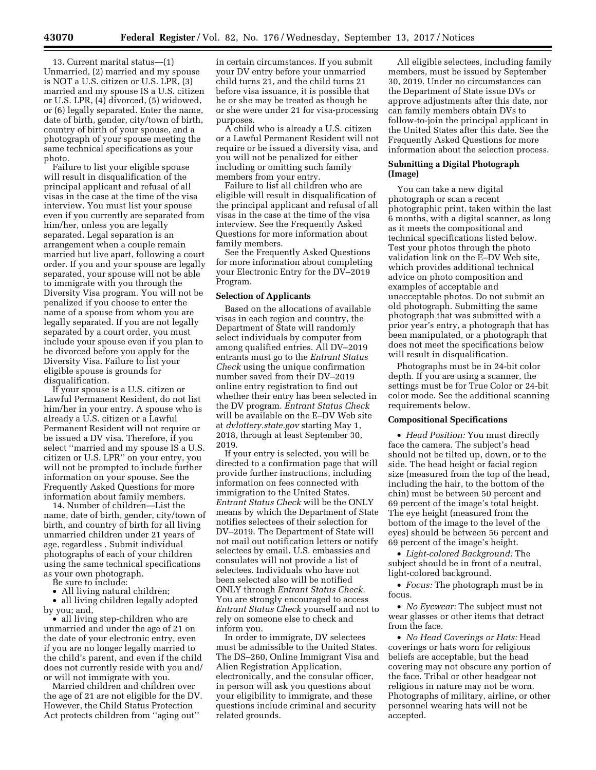13. Current marital status—(1) Unmarried, (2) married and my spouse is NOT a U.S. citizen or U.S. LPR, (3) married and my spouse IS a U.S. citizen or U.S. LPR, (4) divorced, (5) widowed, or (6) legally separated. Enter the name, date of birth, gender, city/town of birth, country of birth of your spouse, and a photograph of your spouse meeting the same technical specifications as your photo.

Failure to list your eligible spouse will result in disqualification of the principal applicant and refusal of all visas in the case at the time of the visa interview. You must list your spouse even if you currently are separated from him/her, unless you are legally separated. Legal separation is an arrangement when a couple remain married but live apart, following a court order. If you and your spouse are legally separated, your spouse will not be able to immigrate with you through the Diversity Visa program. You will not be penalized if you choose to enter the name of a spouse from whom you are legally separated. If you are not legally separated by a court order, you must include your spouse even if you plan to be divorced before you apply for the Diversity Visa. Failure to list your eligible spouse is grounds for disqualification.

If your spouse is a U.S. citizen or Lawful Permanent Resident, do not list him/her in your entry. A spouse who is already a U.S. citizen or a Lawful Permanent Resident will not require or be issued a DV visa. Therefore, if you select ''married and my spouse IS a U.S. citizen or U.S. LPR'' on your entry, you will not be prompted to include further information on your spouse. See the Frequently Asked Questions for more information about family members.

14. Number of children—List the name, date of birth, gender, city/town of birth, and country of birth for all living unmarried children under 21 years of age, regardless . Submit individual photographs of each of your children using the same technical specifications as your own photograph.

Be sure to include:

- All living natural children;
- all living children legally adopted by you; and,
- all living step-children who are unmarried and under the age of 21 on the date of your electronic entry, even if you are no longer legally married to the child's parent, and even if the child does not currently reside with you and/or will not immigrate with you.

Married children and children over the age of 21 are not eligible for the DV. However, the Child Status Protection Act protects children from ''aging out'' in certain circumstances. If you submit your DV entry before your unmarried child turns 21, and the child turns 21 before visa issuance, it is possible that he or she may be treated as though he or she were under 21 for visa-processing purposes.

A child who is already a U.S. citizen or a Lawful Permanent Resident will not require or be issued a diversity visa, and you will not be penalized for either including or omitting such family members from your entry.

Failure to list all children who are eligible will result in disqualification of the principal applicant and refusal of all visas in the case at the time of the visa interview. See the Frequently Asked Questions for more information about family members.

See the Frequently Asked Questions for more information about completing your Electronic Entry for the DV–2019 Program.

**Selection of Applicants**

Based on the allocations of available visas in each region and country, the Department of State will randomly select individuals by computer from among qualified entries. All DV–2019 entrants must go to the *Entrant Status Check* using the unique confirmation number saved from their DV–2019 online entry registration to find out whether their entry has been selected in the DV program. *Entrant Status Check* will be available on the E–DV Web site at *dvlottery.state.gov* starting May 1, 2018, through at least September 30, 2019.

If your entry is selected, you will be directed to a confirmation page that will provide further instructions, including information on fees connected with immigration to the United States. *Entrant Status Check* will be the ONLY means by which the Department of State notifies selectees of their selection for DV–2019. The Department of State will not mail out notification letters or notify selectees by email. U.S. embassies and consulates will not provide a list of selectees. Individuals who have not been selected also will be notified ONLY through *Entrant Status Check.* You are strongly encouraged to access *Entrant Status Check* yourself and not to rely on someone else to check and inform you.

In order to immigrate, DV selectees must be admissible to the United States. The DS–260, Online Immigrant Visa and Alien Registration Application, electronically, and the consular officer, in person will ask you questions about your eligibility to immigrate, and these questions include criminal and security related grounds.

All eligible selectees, including family members, must be issued by September 30, 2019. Under no circumstances can the Department of State issue DVs or approve adjustments after this date, nor can family members obtain DVs to follow-to-join the principal applicant in the United States after this date. See the Frequently Asked Questions for more information about the selection process.

**Submitting a Digital Photograph (Image)**

You can take a new digital photograph or scan a recent photographic print, taken within the last 6 months, with a digital scanner, as long as it meets the compositional and technical specifications listed below. Test your photos through the photo validation link on the E–DV Web site, which provides additional technical advice on photo composition and examples of acceptable and unacceptable photos. Do not submit an old photograph. Submitting the same photograph that was submitted with a prior year's entry, a photograph that has been manipulated, or a photograph that does not meet the specifications below will result in disqualification.

Photographs must be in 24-bit color depth. If you are using a scanner, the settings must be for True Color or 24-bit color mode. See the additional scanning requirements below.

**Compositional Specifications**

- *Head Position:* You must directly face the camera. The subject's head should not be tilted up, down, or to the side. The head height or facial region size (measured from the top of the head, including the hair, to the bottom of the chin) must be between 50 percent and 69 percent of the image's total height. The eye height (measured from the bottom of the image to the level of the eyes) should be between 56 percent and 69 percent of the image's height.
- *Light-colored Background:* The subject should be in front of a neutral, light-colored background.
- *Focus:* The photograph must be in focus.
- *No Eyewear:* The subject must not wear glasses or other items that detract from the face.
- *No Head Coverings or Hats:* Head coverings or hats worn for religious beliefs are acceptable, but the head covering may not obscure any portion of the face. Tribal or other headgear not religious in nature may not be worn. Photographs of military, airline, or other personnel wearing hats will not be accepted.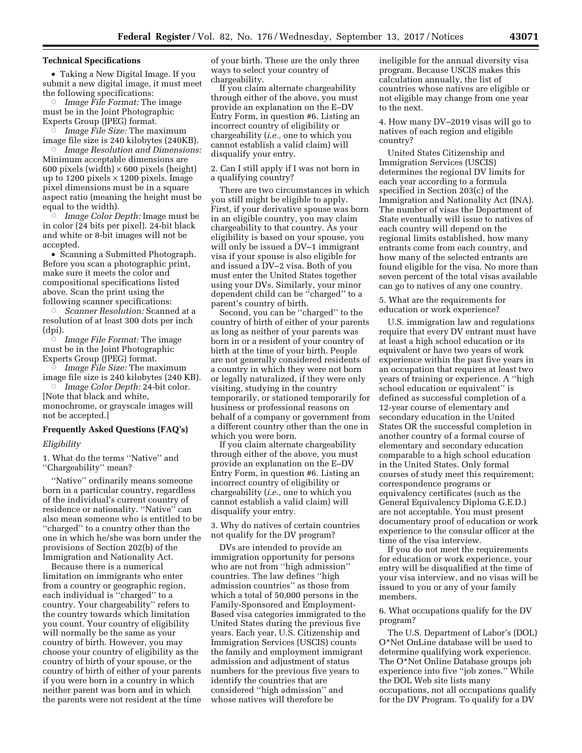**Technical Specifications**

- Taking a New Digital Image. If you submit a new digital image, it must meet the following specifications:
  - *Image File Format:* The image must be in the Joint Photographic Experts Group (JPEG) format.
  - *Image File Size:* The maximum image file size is 240 kilobytes (240KB).
  - *Image Resolution and Dimensions:* Minimum acceptable dimensions are 600 pixels (width) × 600 pixels (height) up to 1200 pixels × 1200 pixels. Image pixel dimensions must be in a square aspect ratio (meaning the height must be equal to the width).
  - *Image Color Depth:* Image must be in color (24 bits per pixel). 24-bit black and white or 8-bit images will not be accepted.
- Scanning a Submitted Photograph. Before you scan a photographic print, make sure it meets the color and compositional specifications listed above. Scan the print using the following scanner specifications:
  - *Scanner Resolution:* Scanned at a resolution of at least 300 dots per inch (dpi).
  - *Image File Format:* The image must be in the Joint Photographic Experts Group (JPEG) format.
  - *Image File Size:* The maximum image file size is 240 kilobytes (240 KB).
  - *Image Color Depth:* 24-bit color. [Note that black and white, monochrome, or grayscale images will not be accepted.]

**Frequently Asked Questions (FAQ's)**

*Eligibility*

1. What do the terms ''Native'' and ''Chargeability'' mean?

''Native'' ordinarily means someone born in a particular country, regardless of the individual's current country of residence or nationality. ''Native'' can also mean someone who is entitled to be ''charged'' to a country other than the one in which he/she was born under the provisions of Section 202(b) of the Immigration and Nationality Act.

Because there is a numerical limitation on immigrants who enter from a country or geographic region, each individual is ''charged'' to a country. Your chargeability'' refers to the country towards which limitation you count. Your country of eligibility will normally be the same as your country of birth. However, you may choose your country of eligibility as the country of birth of your spouse, or the country of birth of either of your parents if you were born in a country in which neither parent was born and in which the parents were not resident at the time of your birth. These are the only three ways to select your country of chargeability.

If you claim alternate chargeability through either of the above, you must provide an explanation on the E–DV Entry Form, in question #6. Listing an incorrect country of eligibility or chargeability (*i.e.,* one to which you cannot establish a valid claim) will disqualify your entry.

2. Can I still apply if I was not born in a qualifying country?

There are two circumstances in which you still might be eligible to apply. First, if your derivative spouse was born in an eligible country, you may claim chargeability to that country. As your eligibility is based on your spouse, you will only be issued a DV–1 immigrant visa if your spouse is also eligible for and issued a DV–2 visa. Both of you must enter the United States together using your DVs. Similarly, your minor dependent child can be ''charged'' to a parent's country of birth.

Second, you can be ''charged'' to the country of birth of either of your parents as long as neither of your parents was born in or a resident of your country of birth at the time of your birth. People are not generally considered residents of a country in which they were not born or legally naturalized, if they were only visiting, studying in the country temporarily, or stationed temporarily for business or professional reasons on behalf of a company or government from a different country other than the one in which you were born.

If you claim alternate chargeability through either of the above, you must provide an explanation on the E–DV Entry Form, in question #6. Listing an incorrect country of eligibility or chargeability (*i.e.,* one to which you cannot establish a valid claim) will disqualify your entry.

3. Why do natives of certain countries not qualify for the DV program?

DVs are intended to provide an immigration opportunity for persons who are not from ''high admission'' countries. The law defines ''high admission countries'' as those from which a total of 50,000 persons in the Family-Sponsored and Employment-Based visa categories immigrated to the United States during the previous five years. Each year, U.S. Citizenship and Immigration Services (USCIS) counts the family and employment immigrant admission and adjustment of status numbers for the previous five years to identify the countries that are considered ''high admission'' and whose natives will therefore be ineligible for the annual diversity visa program. Because USCIS makes this calculation annually, the list of countries whose natives are eligible or not eligible may change from one year to the next.

4. How many DV–2019 visas will go to natives of each region and eligible country?

United States Citizenship and Immigration Services (USCIS) determines the regional DV limits for each year according to a formula specified in Section 203(c) of the Immigration and Nationality Act (INA). The number of visas the Department of State eventually will issue to natives of each country will depend on the regional limits established, how many entrants come from each country, and how many of the selected entrants are found eligible for the visa. No more than seven percent of the total visas available can go to natives of any one country.

5. What are the requirements for education or work experience?

U.S. immigration law and regulations require that every DV entrant must have at least a high school education or its equivalent or have two years of work experience within the past five years in an occupation that requires at least two years of training or experience. A ''high school education or equivalent'' is defined as successful completion of a 12-year course of elementary and secondary education in the United States OR the successful completion in another country of a formal course of elementary and secondary education comparable to a high school education in the United States. Only formal courses of study meet this requirement; correspondence programs or equivalency certificates (such as the General Equivalency Diploma G.E.D.) are not acceptable. You must present documentary proof of education or work experience to the consular officer at the time of the visa interview.

If you do not meet the requirements for education or work experience, your entry will be disqualified at the time of your visa interview, and no visas will be issued to you or any of your family members.

6. What occupations qualify for the DV program?

The U.S. Department of Labor's (DOL) O*Net OnLine database will be used to determine qualifying work experience. The O*Net Online Database groups job experience into five ''job zones.'' While the DOL Web site lists many occupations, not all occupations qualify for the DV Program. To qualify for a DV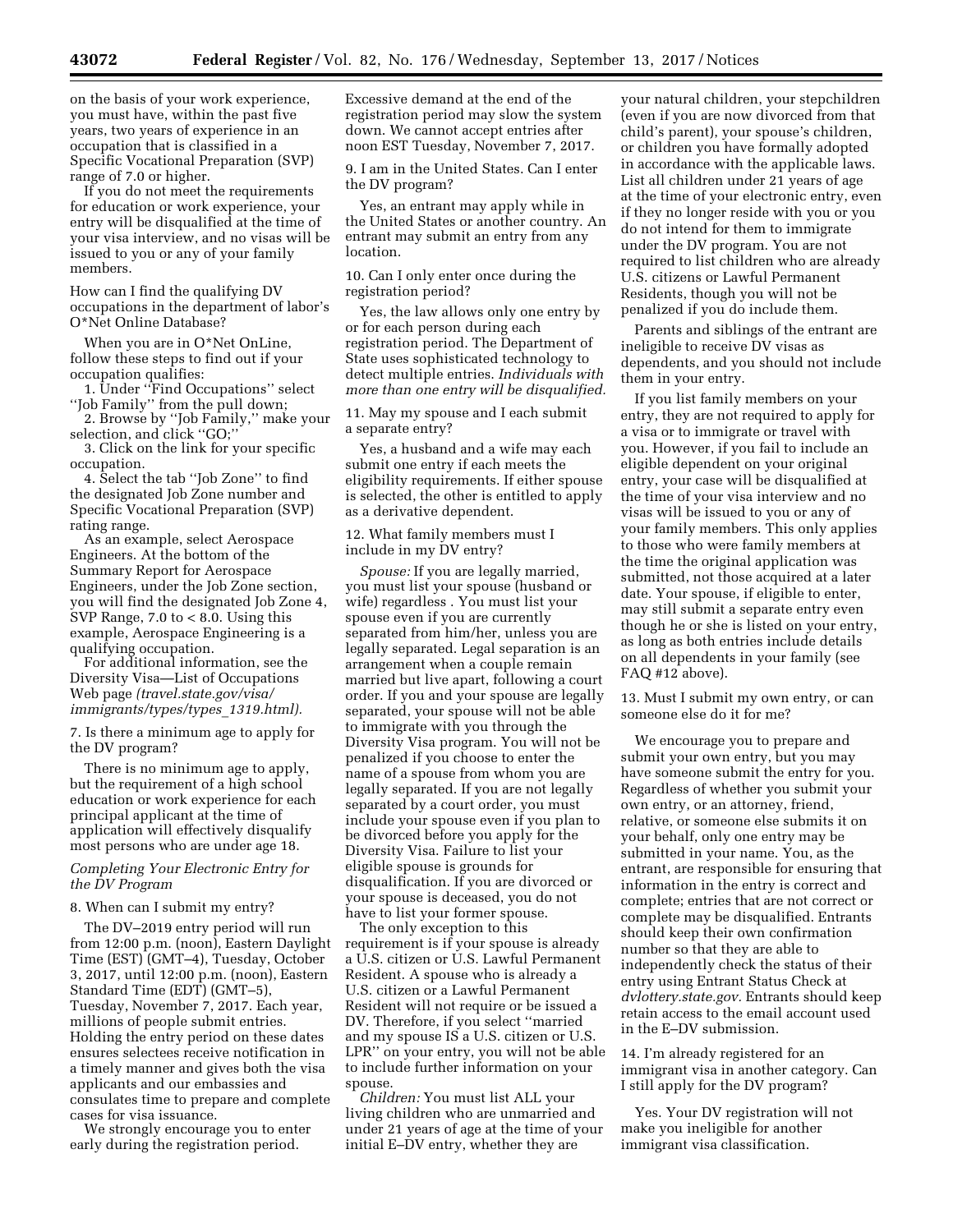on the basis of your work experience, you must have, within the past five years, two years of experience in an occupation that is classified in a Specific Vocational Preparation (SVP) range of 7.0 or higher.

If you do not meet the requirements for education or work experience, your entry will be disqualified at the time of your visa interview, and no visas will be issued to you or any of your family members.

How can I find the qualifying DV occupations in the department of labor's O*Net Online Database?

When you are in O*Net OnLine, follow these steps to find out if your occupation qualifies:

1. Under ''Find Occupations'' select ''Job Family'' from the pull down;
2. Browse by ''Job Family,'' make your selection, and click ''GO;''
3. Click on the link for your specific occupation.
4. Select the tab ''Job Zone'' to find the designated Job Zone number and Specific Vocational Preparation (SVP) rating range.

As an example, select Aerospace Engineers. At the bottom of the Summary Report for Aerospace Engineers, under the Job Zone section, you will find the designated Job Zone 4, SVP Range, 7.0 to < 8.0. Using this example, Aerospace Engineering is a qualifying occupation.

For additional information, see the Diversity Visa—List of Occupations Web page *(travel.state.gov/visa/immigrants/types/types_1319.html).*

7. Is there a minimum age to apply for the DV program?

There is no minimum age to apply, but the requirement of a high school education or work experience for each principal applicant at the time of application will effectively disqualify most persons who are under age 18.

*Completing Your Electronic Entry for the DV Program*

8. When can I submit my entry?

The DV–2019 entry period will run from 12:00 p.m. (noon), Eastern Daylight Time (EST) (GMT–4), Tuesday, October 3, 2017, until 12:00 p.m. (noon), Eastern Standard Time (EDT) (GMT–5), Tuesday, November 7, 2017. Each year, millions of people submit entries. Holding the entry period on these dates ensures selectees receive notification in a timely manner and gives both the visa applicants and our embassies and consulates time to prepare and complete cases for visa issuance.

We strongly encourage you to enter early during the registration period. Excessive demand at the end of the registration period may slow the system down. We cannot accept entries after noon EST Tuesday, November 7, 2017.

9. I am in the United States. Can I enter the DV program?

Yes, an entrant may apply while in the United States or another country. An entrant may submit an entry from any location.

10. Can I only enter once during the registration period?

Yes, the law allows only one entry by or for each person during each registration period. The Department of State uses sophisticated technology to detect multiple entries. *Individuals with more than one entry will be disqualified.*

11. May my spouse and I each submit a separate entry?

Yes, a husband and a wife may each submit one entry if each meets the eligibility requirements. If either spouse is selected, the other is entitled to apply as a derivative dependent.

12. What family members must I include in my DV entry?

*Spouse:* If you are legally married, you must list your spouse (husband or wife) regardless . You must list your spouse even if you are currently separated from him/her, unless you are legally separated. Legal separation is an arrangement when a couple remain married but live apart, following a court order. If you and your spouse are legally separated, your spouse will not be able to immigrate with you through the Diversity Visa program. You will not be penalized if you choose to enter the name of a spouse from whom you are legally separated. If you are not legally separated by a court order, you must include your spouse even if you plan to be divorced before you apply for the Diversity Visa. Failure to list your eligible spouse is grounds for disqualification. If you are divorced or your spouse is deceased, you do not have to list your former spouse.

The only exception to this requirement is if your spouse is already a U.S. citizen or U.S. Lawful Permanent Resident. A spouse who is already a U.S. citizen or a Lawful Permanent Resident will not require or be issued a DV. Therefore, if you select ''married and my spouse IS a U.S. citizen or U.S. LPR'' on your entry, you will not be able to include further information on your spouse.

*Children:* You must list ALL your living children who are unmarried and under 21 years of age at the time of your initial E–DV entry, whether they are your natural children, your stepchildren (even if you are now divorced from that child's parent), your spouse's children, or children you have formally adopted in accordance with the applicable laws. List all children under 21 years of age at the time of your electronic entry, even if they no longer reside with you or you do not intend for them to immigrate under the DV program. You are not required to list children who are already U.S. citizens or Lawful Permanent Residents, though you will not be penalized if you do include them.

Parents and siblings of the entrant are ineligible to receive DV visas as dependents, and you should not include them in your entry.

If you list family members on your entry, they are not required to apply for a visa or to immigrate or travel with you. However, if you fail to include an eligible dependent on your original entry, your case will be disqualified at the time of your visa interview and no visas will be issued to you or any of your family members. This only applies to those who were family members at the time the original application was submitted, not those acquired at a later date. Your spouse, if eligible to enter, may still submit a separate entry even though he or she is listed on your entry, as long as both entries include details on all dependents in your family (see FAQ #12 above).

13. Must I submit my own entry, or can someone else do it for me?

We encourage you to prepare and submit your own entry, but you may have someone submit the entry for you. Regardless of whether you submit your own entry, or an attorney, friend, relative, or someone else submits it on your behalf, only one entry may be submitted in your name. You, as the entrant, are responsible for ensuring that information in the entry is correct and complete; entries that are not correct or complete may be disqualified. Entrants should keep their own confirmation number so that they are able to independently check the status of their entry using Entrant Status Check at *dvlottery.state.gov.* Entrants should keep retain access to the email account used in the E–DV submission.

14. I'm already registered for an immigrant visa in another category. Can I still apply for the DV program?

Yes. Your DV registration will not make you ineligible for another immigrant visa classification.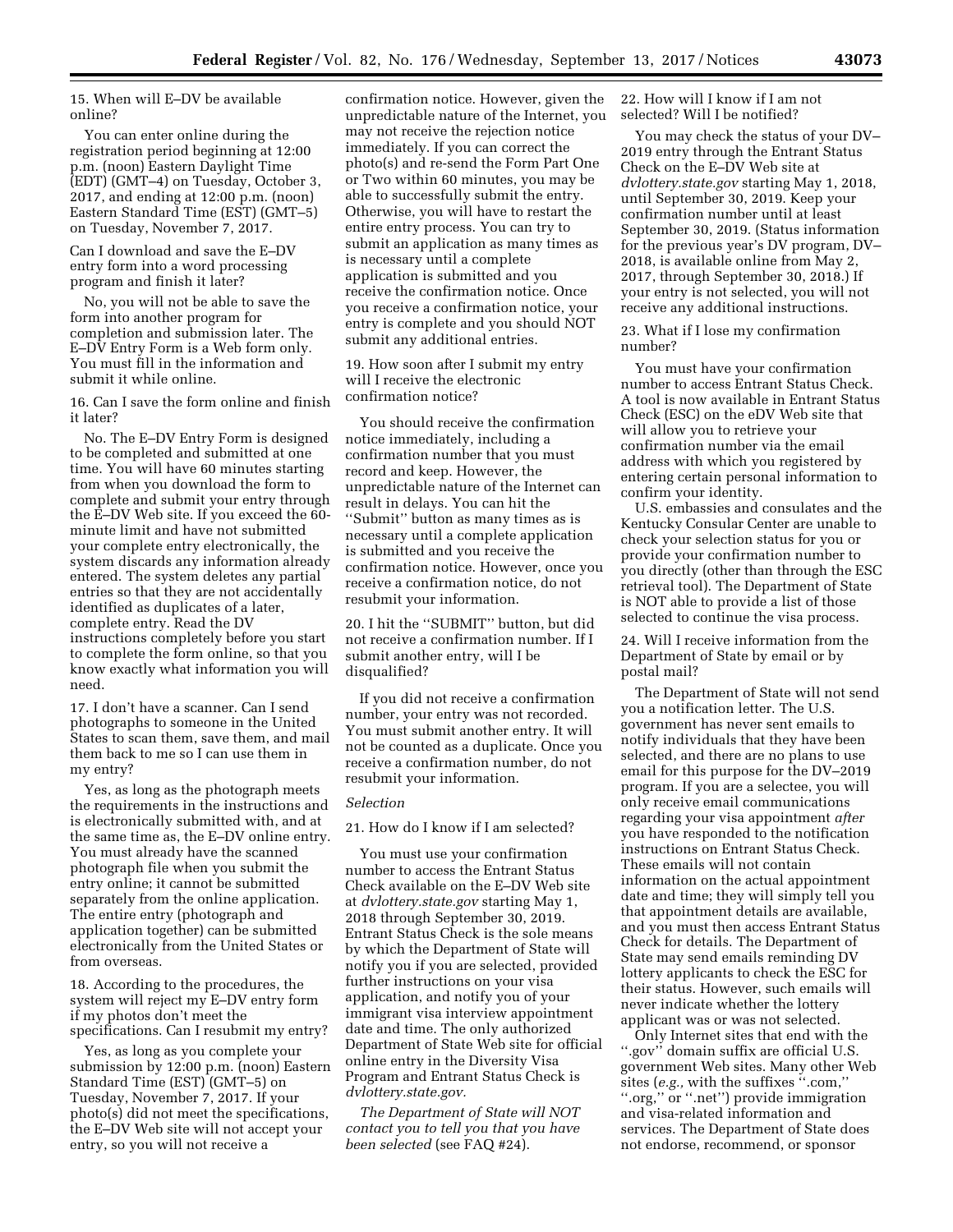15. When will E–DV be available online?

You can enter online during the registration period beginning at 12:00 p.m. (noon) Eastern Daylight Time (EDT) (GMT–4) on Tuesday, October 3, 2017, and ending at 12:00 p.m. (noon) Eastern Standard Time (EST) (GMT–5) on Tuesday, November 7, 2017.

Can I download and save the E–DV entry form into a word processing program and finish it later?

No, you will not be able to save the form into another program for completion and submission later. The E–DV Entry Form is a Web form only. You must fill in the information and submit it while online.

16. Can I save the form online and finish it later?

No. The E–DV Entry Form is designed to be completed and submitted at one time. You will have 60 minutes starting from when you download the form to complete and submit your entry through the E–DV Web site. If you exceed the 60-minute limit and have not submitted your complete entry electronically, the system discards any information already entered. The system deletes any partial entries so that they are not accidentally identified as duplicates of a later, complete entry. Read the DV instructions completely before you start to complete the form online, so that you know exactly what information you will need.

17. I don't have a scanner. Can I send photographs to someone in the United States to scan them, save them, and mail them back to me so I can use them in my entry?

Yes, as long as the photograph meets the requirements in the instructions and is electronically submitted with, and at the same time as, the E–DV online entry. You must already have the scanned photograph file when you submit the entry online; it cannot be submitted separately from the online application. The entire entry (photograph and application together) can be submitted electronically from the United States or from overseas.

18. According to the procedures, the system will reject my E–DV entry form if my photos don't meet the specifications. Can I resubmit my entry?

Yes, as long as you complete your submission by 12:00 p.m. (noon) Eastern Standard Time (EST) (GMT–5) on Tuesday, November 7, 2017. If your photo(s) did not meet the specifications, the E–DV Web site will not accept your entry, so you will not receive a confirmation notice. However, given the unpredictable nature of the Internet, you may not receive the rejection notice immediately. If you can correct the photo(s) and re-send the Form Part One or Two within 60 minutes, you may be able to successfully submit the entry. Otherwise, you will have to restart the entire entry process. You can try to submit an application as many times as is necessary until a complete application is submitted and you receive the confirmation notice. Once you receive a confirmation notice, your entry is complete and you should NOT submit any additional entries.

19. How soon after I submit my entry will I receive the electronic confirmation notice?

You should receive the confirmation notice immediately, including a confirmation number that you must record and keep. However, the unpredictable nature of the Internet can result in delays. You can hit the ''Submit'' button as many times as is necessary until a complete application is submitted and you receive the confirmation notice. However, once you receive a confirmation notice, do not resubmit your information.

20. I hit the ''SUBMIT'' button, but did not receive a confirmation number. If I submit another entry, will I be disqualified?

If you did not receive a confirmation number, your entry was not recorded. You must submit another entry. It will not be counted as a duplicate. Once you receive a confirmation number, do not resubmit your information.

*Selection*

21. How do I know if I am selected?

You must use your confirmation number to access the Entrant Status Check available on the E–DV Web site at *dvlottery.state.gov* starting May 1, 2018 through September 30, 2019. Entrant Status Check is the sole means by which the Department of State will notify you if you are selected, provided further instructions on your visa application, and notify you of your immigrant visa interview appointment date and time. The only authorized Department of State Web site for official online entry in the Diversity Visa Program and Entrant Status Check is *dvlottery.state.gov*.

*The Department of State will NOT contact you to tell you that you have been selected* (see FAQ #24).

22. How will I know if I am not selected? Will I be notified?

You may check the status of your DV–2019 entry through the Entrant Status Check on the E–DV Web site at *dvlottery.state.gov* starting May 1, 2018, until September 30, 2019. Keep your confirmation number until at least September 30, 2019. (Status information for the previous year's DV program, DV–2018, is available online from May 2, 2017, through September 30, 2018.) If your entry is not selected, you will not receive any additional instructions.

23. What if I lose my confirmation number?

You must have your confirmation number to access Entrant Status Check. A tool is now available in Entrant Status Check (ESC) on the eDV Web site that will allow you to retrieve your confirmation number via the email address with which you registered by entering certain personal information to confirm your identity.

U.S. embassies and consulates and the Kentucky Consular Center are unable to check your selection status for you or provide your confirmation number to you directly (other than through the ESC retrieval tool). The Department of State is NOT able to provide a list of those selected to continue the visa process.

24. Will I receive information from the Department of State by email or by postal mail?

The Department of State will not send you a notification letter. The U.S. government has never sent emails to notify individuals that they have been selected, and there are no plans to use email for this purpose for the DV–2019 program. If you are a selectee, you will only receive email communications regarding your visa appointment *after* you have responded to the notification instructions on Entrant Status Check. These emails will not contain information on the actual appointment date and time; they will simply tell you that appointment details are available, and you must then access Entrant Status Check for details. The Department of State may send emails reminding DV lottery applicants to check the ESC for their status. However, such emails will never indicate whether the lottery applicant was or was not selected.

Only Internet sites that end with the ''.gov'' domain suffix are official U.S. government Web sites. Many other Web sites (*e.g.,* with the suffixes ''.com,'' ''.org,'' or ''.net'') provide immigration and visa-related information and services. The Department of State does not endorse, recommend, or sponsor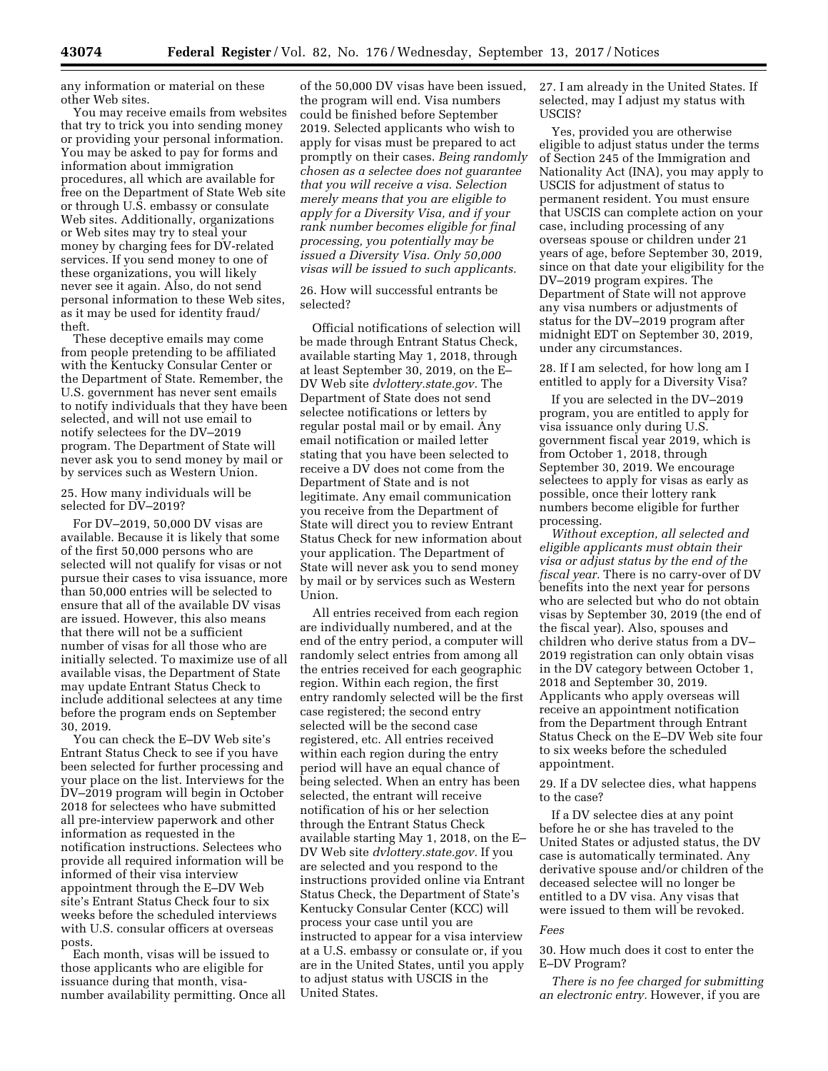any information or material on these other Web sites.

You may receive emails from websites that try to trick you into sending money or providing your personal information. You may be asked to pay for forms and information about immigration procedures, all which are available for free on the Department of State Web site or through U.S. embassy or consulate Web sites. Additionally, organizations or Web sites may try to steal your money by charging fees for DV-related services. If you send money to one of these organizations, you will likely never see it again. Also, do not send personal information to these Web sites, as it may be used for identity fraud/theft.

These deceptive emails may come from people pretending to be affiliated with the Kentucky Consular Center or the Department of State. Remember, the U.S. government has never sent emails to notify individuals that they have been selected, and will not use email to notify selectees for the DV–2019 program. The Department of State will never ask you to send money by mail or by services such as Western Union.

25. How many individuals will be selected for DV–2019?

For DV–2019, 50,000 DV visas are available. Because it is likely that some of the first 50,000 persons who are selected will not qualify for visas or not pursue their cases to visa issuance, more than 50,000 entries will be selected to ensure that all of the available DV visas are issued. However, this also means that there will not be a sufficient number of visas for all those who are initially selected. To maximize use of all available visas, the Department of State may update Entrant Status Check to include additional selectees at any time before the program ends on September 30, 2019.

You can check the E–DV Web site's Entrant Status Check to see if you have been selected for further processing and your place on the list. Interviews for the DV–2019 program will begin in October 2018 for selectees who have submitted all pre-interview paperwork and other information as requested in the notification instructions. Selectees who provide all required information will be informed of their visa interview appointment through the E–DV Web site's Entrant Status Check four to six weeks before the scheduled interviews with U.S. consular officers at overseas posts.

Each month, visas will be issued to those applicants who are eligible for issuance during that month, visa-number availability permitting. Once all of the 50,000 DV visas have been issued, the program will end. Visa numbers could be finished before September 2019. Selected applicants who wish to apply for visas must be prepared to act promptly on their cases. *Being randomly chosen as a selectee does not guarantee that you will receive a visa. Selection merely means that you are eligible to apply for a Diversity Visa, and if your rank number becomes eligible for final processing, you potentially may be issued a Diversity Visa. Only 50,000 visas will be issued to such applicants.*

26. How will successful entrants be selected?

Official notifications of selection will be made through Entrant Status Check, available starting May 1, 2018, through at least September 30, 2019, on the E–DV Web site *dvlottery.state.gov.* The Department of State does not send selectee notifications or letters by regular postal mail or by email. Any email notification or mailed letter stating that you have been selected to receive a DV does not come from the Department of State and is not legitimate. Any email communication you receive from the Department of State will direct you to review Entrant Status Check for new information about your application. The Department of State will never ask you to send money by mail or by services such as Western Union.

All entries received from each region are individually numbered, and at the end of the entry period, a computer will randomly select entries from among all the entries received for each geographic region. Within each region, the first entry randomly selected will be the first case registered; the second entry selected will be the second case registered, etc. All entries received within each region during the entry period will have an equal chance of being selected. When an entry has been selected, the entrant will receive notification of his or her selection through the Entrant Status Check available starting May 1, 2018, on the E–DV Web site *dvlottery.state.gov.* If you are selected and you respond to the instructions provided online via Entrant Status Check, the Department of State's Kentucky Consular Center (KCC) will process your case until you are instructed to appear for a visa interview at a U.S. embassy or consulate or, if you are in the United States, until you apply to adjust status with USCIS in the United States.

27. I am already in the United States. If selected, may I adjust my status with USCIS?

Yes, provided you are otherwise eligible to adjust status under the terms of Section 245 of the Immigration and Nationality Act (INA), you may apply to USCIS for adjustment of status to permanent resident. You must ensure that USCIS can complete action on your case, including processing of any overseas spouse or children under 21 years of age, before September 30, 2019, since on that date your eligibility for the DV–2019 program expires. The Department of State will not approve any visa numbers or adjustments of status for the DV–2019 program after midnight EDT on September 30, 2019, under any circumstances.

28. If I am selected, for how long am I entitled to apply for a Diversity Visa?

If you are selected in the DV–2019 program, you are entitled to apply for visa issuance only during U.S. government fiscal year 2019, which is from October 1, 2018, through September 30, 2019. We encourage selectees to apply for visas as early as possible, once their lottery rank numbers become eligible for further processing.

*Without exception, all selected and eligible applicants must obtain their visa or adjust status by the end of the fiscal year.* There is no carry-over of DV benefits into the next year for persons who are selected but who do not obtain visas by September 30, 2019 (the end of the fiscal year). Also, spouses and children who derive status from a DV–2019 registration can only obtain visas in the DV category between October 1, 2018 and September 30, 2019. Applicants who apply overseas will receive an appointment notification from the Department through Entrant Status Check on the E–DV Web site four to six weeks before the scheduled appointment.

29. If a DV selectee dies, what happens to the case?

If a DV selectee dies at any point before he or she has traveled to the United States or adjusted status, the DV case is automatically terminated. Any derivative spouse and/or children of the deceased selectee will no longer be entitled to a DV visa. Any visas that were issued to them will be revoked.

*Fees*

30. How much does it cost to enter the E–DV Program?

*There is no fee charged for submitting an electronic entry.* However, if you are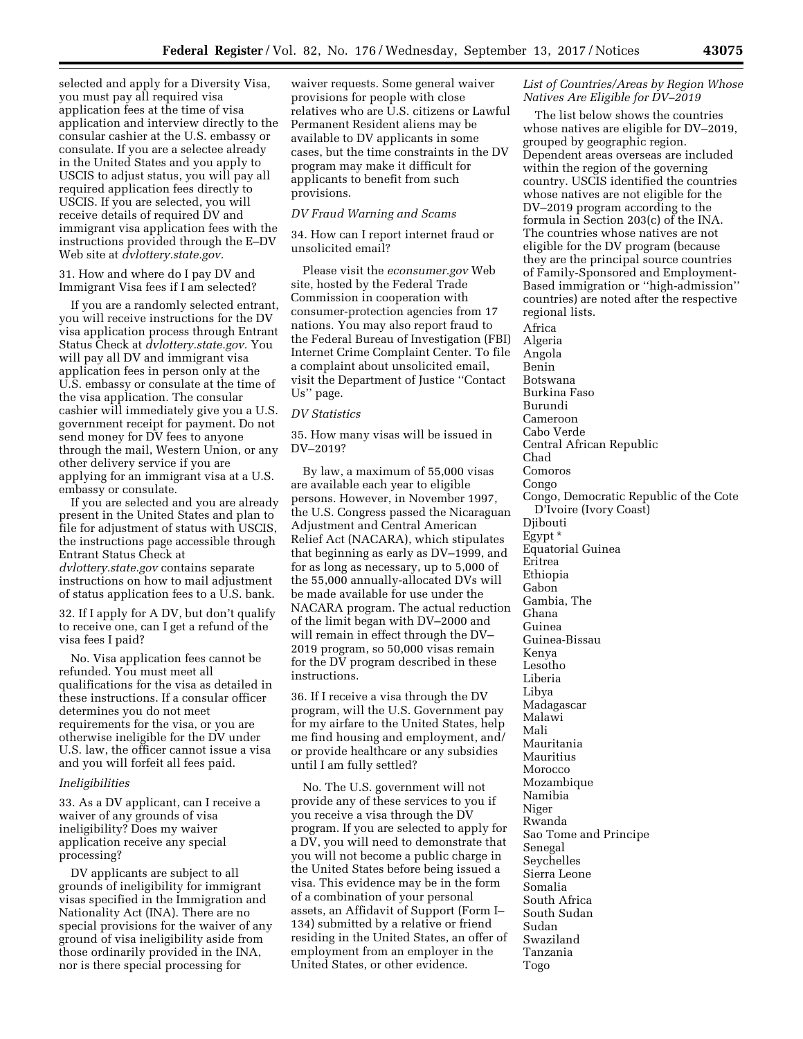selected and apply for a Diversity Visa, you must pay all required visa application fees at the time of visa application and interview directly to the consular cashier at the U.S. embassy or consulate. If you are a selectee already in the United States and you apply to USCIS to adjust status, you will pay all required application fees directly to USCIS. If you are selected, you will receive details of required DV and immigrant visa application fees with the instructions provided through the E–DV Web site at *dvlottery.state.gov.*

31. How and where do I pay DV and Immigrant Visa fees if I am selected?

If you are a randomly selected entrant, you will receive instructions for the DV visa application process through Entrant Status Check at *dvlottery.state.gov.* You will pay all DV and immigrant visa application fees in person only at the U.S. embassy or consulate at the time of the visa application. The consular cashier will immediately give you a U.S. government receipt for payment. Do not send money for DV fees to anyone through the mail, Western Union, or any other delivery service if you are applying for an immigrant visa at a U.S. embassy or consulate.

If you are selected and you are already present in the United States and plan to file for adjustment of status with USCIS, the instructions page accessible through Entrant Status Check at *dvlottery.state.gov* contains separate instructions on how to mail adjustment of status application fees to a U.S. bank.

32. If I apply for A DV, but don't qualify to receive one, can I get a refund of the visa fees I paid?

No. Visa application fees cannot be refunded. You must meet all qualifications for the visa as detailed in these instructions. If a consular officer determines you do not meet requirements for the visa, or you are otherwise ineligible for the DV under U.S. law, the officer cannot issue a visa and you will forfeit all fees paid.

*Ineligibilities*

33. As a DV applicant, can I receive a waiver of any grounds of visa ineligibility? Does my waiver application receive any special processing?

DV applicants are subject to all grounds of ineligibility for immigrant visas specified in the Immigration and Nationality Act (INA). There are no special provisions for the waiver of any ground of visa ineligibility aside from those ordinarily provided in the INA, nor is there special processing for waiver requests. Some general waiver provisions for people with close relatives who are U.S. citizens or Lawful Permanent Resident aliens may be available to DV applicants in some cases, but the time constraints in the DV program may make it difficult for applicants to benefit from such provisions.

*DV Fraud Warning and Scams*

34. How can I report internet fraud or unsolicited email?

Please visit the *econsumer.gov* Web site, hosted by the Federal Trade Commission in cooperation with consumer-protection agencies from 17 nations. You may also report fraud to the Federal Bureau of Investigation (FBI) Internet Crime Complaint Center. To file a complaint about unsolicited email, visit the Department of Justice ''Contact Us'' page.

*DV Statistics*

35. How many visas will be issued in DV–2019?

By law, a maximum of 55,000 visas are available each year to eligible persons. However, in November 1997, the U.S. Congress passed the Nicaraguan Adjustment and Central American Relief Act (NACARA), which stipulates that beginning as early as DV–1999, and for as long as necessary, up to 5,000 of the 55,000 annually-allocated DVs will be made available for use under the NACARA program. The actual reduction of the limit began with DV–2000 and will remain in effect through the DV–2019 program, so 50,000 visas remain for the DV program described in these instructions.

36. If I receive a visa through the DV program, will the U.S. Government pay for my airfare to the United States, help me find housing and employment, and/or provide healthcare or any subsidies until I am fully settled?

No. The U.S. government will not provide any of these services to you if you receive a visa through the DV program. If you are selected to apply for a DV, you will need to demonstrate that you will not become a public charge in the United States before being issued a visa. This evidence may be in the form of a combination of your personal assets, an Affidavit of Support (Form I–134) submitted by a relative or friend residing in the United States, an offer of employment from an employer in the United States, or other evidence.

*List of Countries/Areas by Region Whose Natives Are Eligible for DV–2019*

The list below shows the countries whose natives are eligible for DV–2019, grouped by geographic region. Dependent areas overseas are included within the region of the governing country. USCIS identified the countries whose natives are not eligible for the DV–2019 program according to the formula in Section 203(c) of the INA. The countries whose natives are not eligible for the DV program (because they are the principal source countries of Family-Sponsored and Employment-Based immigration or ''high-admission'' countries) are noted after the respective regional lists.

Africa
Algeria
Angola
Benin
Botswana
Burkina Faso
Burundi
Cameroon
Cabo Verde
Central African Republic
Chad
Comoros
Congo
Congo, Democratic Republic of the Cote D'Ivoire (Ivory Coast)
Djibouti
Egypt *
Equatorial Guinea
Eritrea
Ethiopia
Gabon
Gambia, The
Ghana
Guinea
Guinea-Bissau
Kenya
Lesotho
Liberia
Libya
Madagascar
Malawi
Mali
Mauritania
Mauritius
Morocco
Mozambique
Namibia
Niger
Rwanda
Sao Tome and Principe
Senegal
Seychelles
Sierra Leone
Somalia
South Africa
South Sudan
Sudan
Swaziland
Tanzania
Togo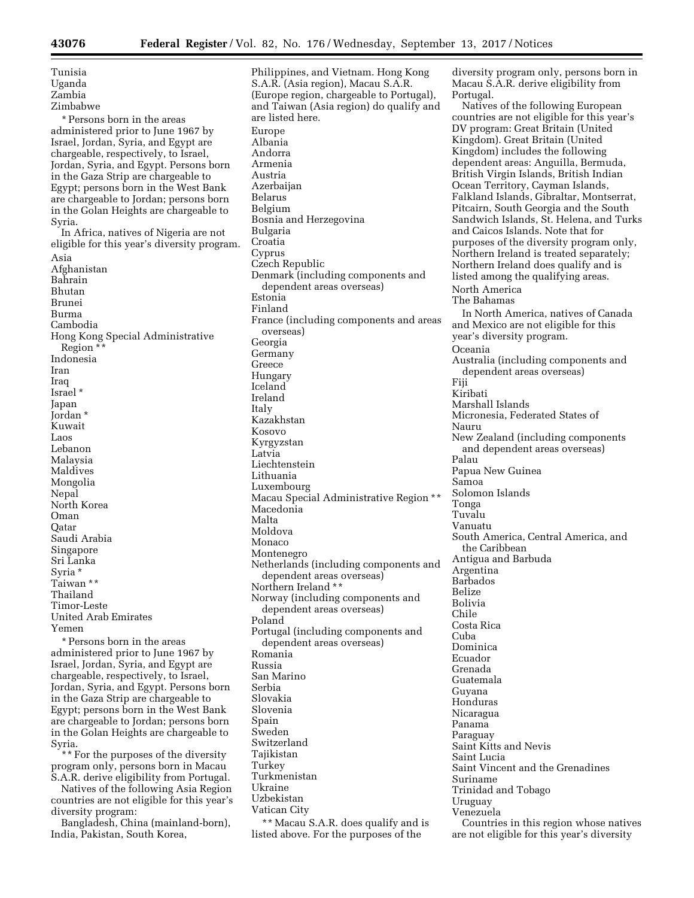Tunisia
Uganda
Zambia
Zimbabwe

* Persons born in the areas administered prior to June 1967 by Israel, Jordan, Syria, and Egypt are chargeable, respectively, to Israel, Jordan, Syria, and Egypt. Persons born in the Gaza Strip are chargeable to Egypt; persons born in the West Bank are chargeable to Jordan; persons born in the Golan Heights are chargeable to Syria.

In Africa, natives of Nigeria are not eligible for this year's diversity program.

Asia

Afghanistan
Bahrain
Bhutan
Brunei
Burma
Cambodia
Hong Kong Special Administrative Region **
Indonesia
Iran
Iraq
Israel *
Japan
Jordan *
Kuwait
Laos
Lebanon
Malaysia
Maldives
Mongolia
Nepal
North Korea
Oman
Qatar
Saudi Arabia
Singapore
Sri Lanka
Syria *
Taiwan **
Thailand
Timor-Leste
United Arab Emirates
Yemen

* Persons born in the areas administered prior to June 1967 by Israel, Jordan, Syria, and Egypt are chargeable, respectively, to Israel, Jordan, Syria, and Egypt. Persons born in the Gaza Strip are chargeable to Egypt; persons born in the West Bank are chargeable to Jordan; persons born in the Golan Heights are chargeable to Syria.

** For the purposes of the diversity program only, persons born in Macau S.A.R. derive eligibility from Portugal.

Natives of the following Asia Region countries are not eligible for this year's diversity program:

Bangladesh, China (mainland-born), India, Pakistan, South Korea, Philippines, and Vietnam. Hong Kong S.A.R. (Asia region), Macau S.A.R. (Europe region, chargeable to Portugal), and Taiwan (Asia region) do qualify and are listed here.

Europe

Albania
Andorra
Armenia
Austria
Azerbaijan
Belarus
Belgium
Bosnia and Herzegovina
Bulgaria
Croatia
Cyprus
Czech Republic
Denmark (including components and dependent areas overseas)
Estonia
Finland
France (including components and areas overseas)
Georgia
Germany
Greece
Hungary
Iceland
Ireland
Italy
Kazakhstan
Kosovo
Kyrgyzstan
Latvia
Liechtenstein
Lithuania
Luxembourg
Macau Special Administrative Region **
Macedonia
Malta
Moldova
Monaco
Montenegro
Netherlands (including components and dependent areas overseas)
Northern Ireland **
Norway (including components and dependent areas overseas)
Poland
Portugal (including components and dependent areas overseas)
Romania
Russia
San Marino
Serbia
Slovakia
Slovenia
Spain
Sweden
Switzerland
Tajikistan
Turkey
Turkmenistan
Ukraine
Uzbekistan
Vatican City

** Macau S.A.R. does qualify and is listed above. For the purposes of the diversity program only, persons born in Macau S.A.R. derive eligibility from Portugal.

Natives of the following European countries are not eligible for this year's DV program: Great Britain (United Kingdom). Great Britain (United Kingdom) includes the following dependent areas: Anguilla, Bermuda, British Virgin Islands, British Indian Ocean Territory, Cayman Islands, Falkland Islands, Gibraltar, Montserrat, Pitcairn, South Georgia and the South Sandwich Islands, St. Helena, and Turks and Caicos Islands. Note that for purposes of the diversity program only, Northern Ireland is treated separately; Northern Ireland does qualify and is listed among the qualifying areas.

North America

The Bahamas

In North America, natives of Canada and Mexico are not eligible for this year's diversity program.

Oceania

Australia (including components and dependent areas overseas)
Fiji
Kiribati
Marshall Islands
Micronesia, Federated States of
Nauru
New Zealand (including components and dependent areas overseas)
Palau
Papua New Guinea
Samoa
Solomon Islands
Tonga
Tuvalu
Vanuatu

South America, Central America, and the Caribbean

Antigua and Barbuda
Argentina
Barbados
Belize
Bolivia
Chile
Costa Rica
Cuba
Dominica
Ecuador
Grenada
Guatemala
Guyana
Honduras
Nicaragua
Panama
Paraguay
Saint Kitts and Nevis
Saint Lucia
Saint Vincent and the Grenadines
Suriname
Trinidad and Tobago
Uruguay
Venezuela

Countries in this region whose natives are not eligible for this year's diversity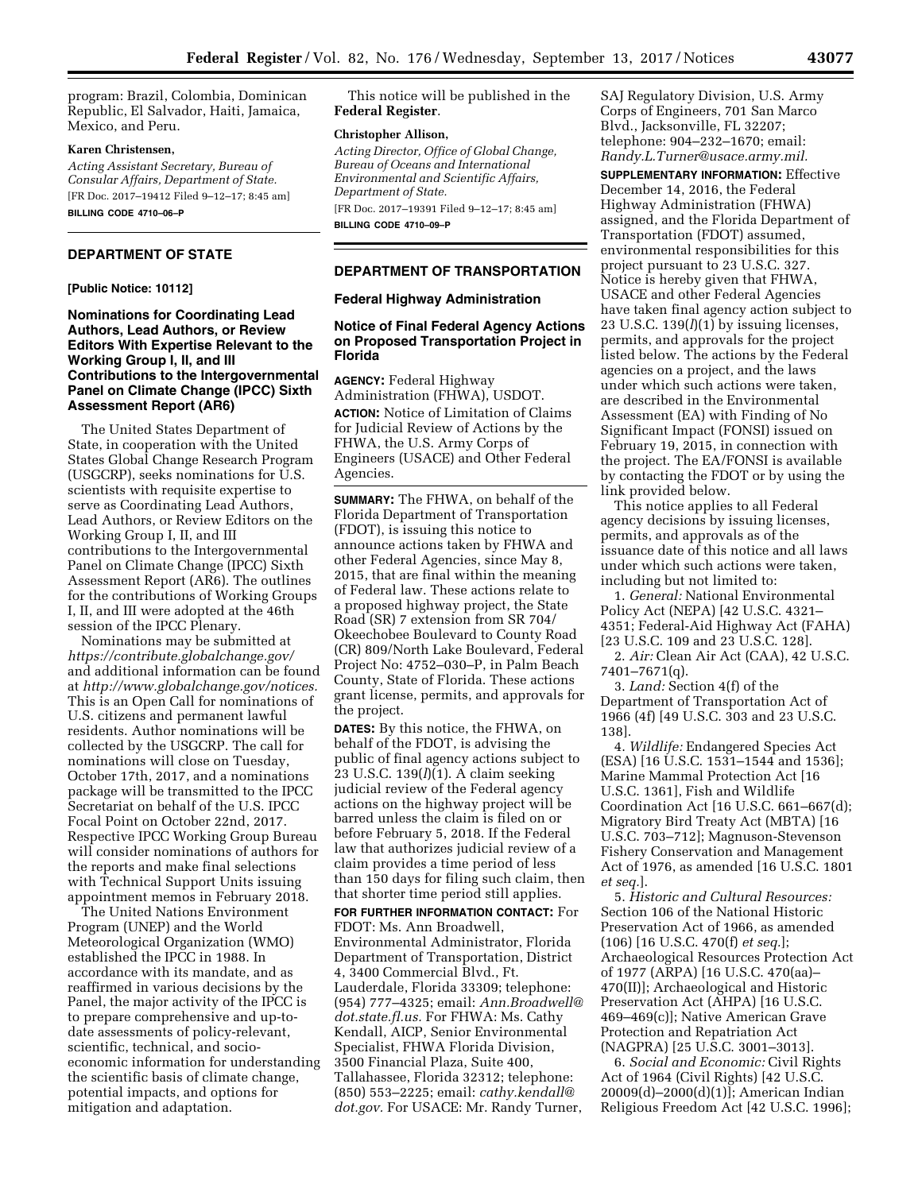program: Brazil, Colombia, Dominican Republic, El Salvador, Haiti, Jamaica, Mexico, and Peru.

**Karen Christensen,**

*Acting Assistant Secretary, Bureau of Consular Affairs, Department of State.*

[FR Doc. 2017–19412 Filed 9–12–17; 8:45 am]

**BILLING CODE 4710–06–P**

## DEPARTMENT OF STATE

**[Public Notice: 10112]**

### Nominations for Coordinating Lead Authors, Lead Authors, or Review Editors With Expertise Relevant to the Working Group I, II, and III Contributions to the Intergovernmental Panel on Climate Change (IPCC) Sixth Assessment Report (AR6)

The United States Department of State, in cooperation with the United States Global Change Research Program (USGCRP), seeks nominations for U.S. scientists with requisite expertise to serve as Coordinating Lead Authors, Lead Authors, or Review Editors on the Working Group I, II, and III contributions to the Intergovernmental Panel on Climate Change (IPCC) Sixth Assessment Report (AR6). The outlines for the contributions of Working Groups I, II, and III were adopted at the 46th session of the IPCC Plenary.

Nominations may be submitted at *https://contribute.globalchange.gov/* and additional information can be found at *http://www.globalchange.gov/notices.* This is an Open Call for nominations of U.S. citizens and permanent lawful residents. Author nominations will be collected by the USGCRP. The call for nominations will close on Tuesday, October 17th, 2017, and a nominations package will be transmitted to the IPCC Secretariat on behalf of the U.S. IPCC Focal Point on October 22nd, 2017. Respective IPCC Working Group Bureau will consider nominations of authors for the reports and make final selections with Technical Support Units issuing appointment memos in February 2018.

The United Nations Environment Program (UNEP) and the World Meteorological Organization (WMO) established the IPCC in 1988. In accordance with its mandate, and as reaffirmed in various decisions by the Panel, the major activity of the IPCC is to prepare comprehensive and up-to-date assessments of policy-relevant, scientific, technical, and socio-economic information for understanding the scientific basis of climate change, potential impacts, and options for mitigation and adaptation.

This notice will be published in the **Federal Register**.

**Christopher Allison,**

*Acting Director, Office of Global Change, Bureau of Oceans and International Environmental and Scientific Affairs, Department of State.*

[FR Doc. 2017–19391 Filed 9–12–17; 8:45 am]

**BILLING CODE 4710–09–P**

## DEPARTMENT OF TRANSPORTATION

### Federal Highway Administration

### Notice of Final Federal Agency Actions on Proposed Transportation Project in Florida

**AGENCY:** Federal Highway Administration (FHWA), USDOT.

**ACTION:** Notice of Limitation of Claims for Judicial Review of Actions by the FHWA, the U.S. Army Corps of Engineers (USACE) and Other Federal Agencies.

**SUMMARY:** The FHWA, on behalf of the Florida Department of Transportation (FDOT), is issuing this notice to announce actions taken by FHWA and other Federal Agencies, since May 8, 2015, that are final within the meaning of Federal law. These actions relate to a proposed highway project, the State Road (SR) 7 extension from SR 704/Okeechobee Boulevard to County Road (CR) 809/North Lake Boulevard, Federal Project No: 4752–030–P, in Palm Beach County, State of Florida. These actions grant license, permits, and approvals for the project.

**DATES:** By this notice, the FHWA, on behalf of the FDOT, is advising the public of final agency actions subject to 23 U.S.C. 139(*l*)(1). A claim seeking judicial review of the Federal agency actions on the highway project will be barred unless the claim is filed on or before February 5, 2018. If the Federal law that authorizes judicial review of a claim provides a time period of less than 150 days for filing such claim, then that shorter time period still applies.

**FOR FURTHER INFORMATION CONTACT:** For FDOT: Ms. Ann Broadwell, Environmental Administrator, Florida Department of Transportation, District 4, 3400 Commercial Blvd., Ft. Lauderdale, Florida 33309; telephone: (954) 777–4325; email: *Ann.Broadwell@dot.state.fl.us.* For FHWA: Ms. Cathy Kendall, AICP, Senior Environmental Specialist, FHWA Florida Division, 3500 Financial Plaza, Suite 400, Tallahassee, Florida 32312; telephone: (850) 553–2225; email: *cathy.kendall@dot.gov.* For USACE: Mr. Randy Turner, SAJ Regulatory Division, U.S. Army Corps of Engineers, 701 San Marco Blvd., Jacksonville, FL 32207; telephone: 904–232–1670; email: *Randy.L.Turner@usace.army.mil.*

**SUPPLEMENTARY INFORMATION:** Effective December 14, 2016, the Federal Highway Administration (FHWA) assigned, and the Florida Department of Transportation (FDOT) assumed, environmental responsibilities for this project pursuant to 23 U.S.C. 327. Notice is hereby given that FHWA, USACE and other Federal Agencies have taken final agency action subject to 23 U.S.C. 139(*l*)(1) by issuing licenses, permits, and approvals for the project listed below. The actions by the Federal agencies on a project, and the laws under which such actions were taken, are described in the Environmental Assessment (EA) with Finding of No Significant Impact (FONSI) issued on February 19, 2015, in connection with the project. The EA/FONSI is available by contacting the FDOT or by using the link provided below.

This notice applies to all Federal agency decisions by issuing licenses, permits, and approvals as of the issuance date of this notice and all laws under which such actions were taken, including but not limited to:

1. *General:* National Environmental Policy Act (NEPA) [42 U.S.C. 4321–4351; Federal-Aid Highway Act (FAHA) [23 U.S.C. 109 and 23 U.S.C. 128].

2. *Air:* Clean Air Act (CAA), 42 U.S.C. 7401–7671(q).

3. *Land:* Section 4(f) of the Department of Transportation Act of 1966 (4f) [49 U.S.C. 303 and 23 U.S.C. 138].

4. *Wildlife:* Endangered Species Act (ESA) [16 U.S.C. 1531–1544 and 1536]; Marine Mammal Protection Act [16 U.S.C. 1361], Fish and Wildlife Coordination Act [16 U.S.C. 661–667(d); Migratory Bird Treaty Act (MBTA) [16 U.S.C. 703–712]; Magnuson-Stevenson Fishery Conservation and Management Act of 1976, as amended [16 U.S.C. 1801 *et seq.*].

5. *Historic and Cultural Resources:* Section 106 of the National Historic Preservation Act of 1966, as amended (106) [16 U.S.C. 470(f) *et seq.*]; Archaeological Resources Protection Act of 1977 (ARPA) [16 U.S.C. 470(aa)–470(II)]; Archaeological and Historic Preservation Act (AHPA) [16 U.S.C. 469–469(c)]; Native American Grave Protection and Repatriation Act (NAGPRA) [25 U.S.C. 3001–3013].

6. *Social and Economic:* Civil Rights Act of 1964 (Civil Rights) [42 U.S.C. 20009(d)–2000(d)(1)]; American Indian Religious Freedom Act [42 U.S.C. 1996];